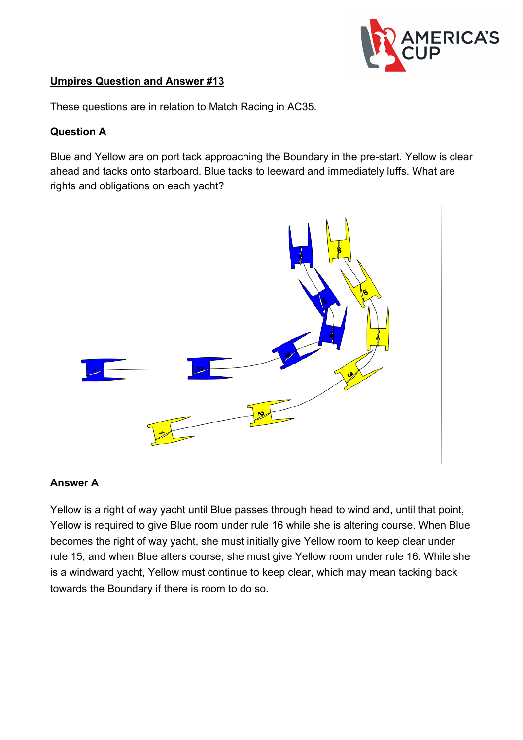**Umpires Question and Answer #13**

These questions are in relation to Match Racing in AC35.

**Question A**

Blue and Yellow are on port tack approaching the Boundary in the pre-start. Yellow is clear ahead and tacks onto starboard. Blue tacks to leeward and immediately luffs. What are rights and obligations on each yacht?

**Answer A**

Yellow is a right of way yacht until Blue passes through head to wind and, until that point, Yellow is required to give Blue room under rule 16 while she is altering course. When Blue becomes the right of way yacht, she must initially give Yellow room to keep clear under rule 15, and when Blue alters course, she must give Yellow room under rule 16. While she is a windward yacht, Yellow must continue to keep clear, which may mean tacking back towards the Boundary if there is room to do so.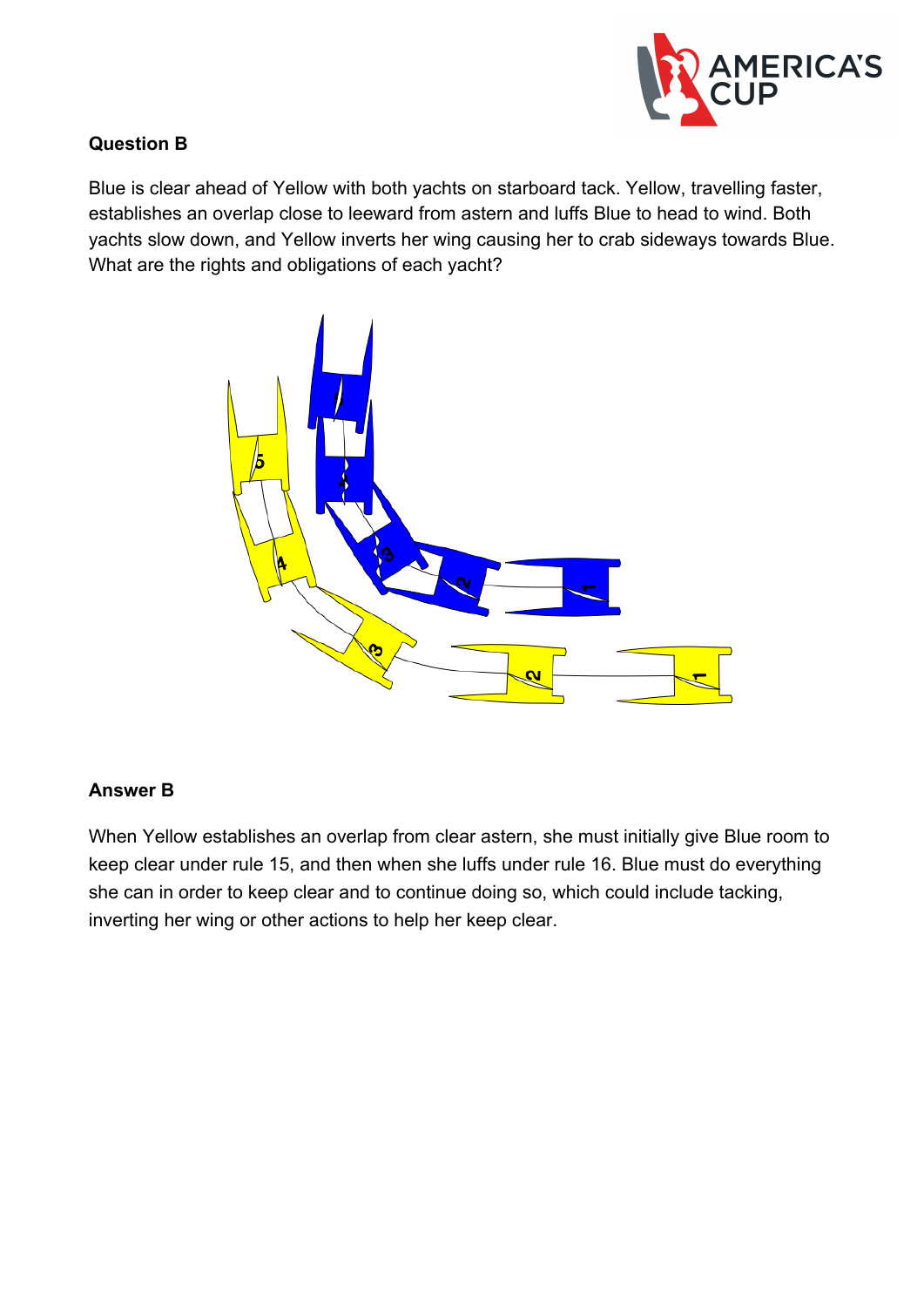**Question B**

Blue is clear ahead of Yellow with both yachts on starboard tack. Yellow, travelling faster, establishes an overlap close to leeward from astern and luffs Blue to head to wind. Both yachts slow down, and Yellow inverts her wing causing her to crab sideways towards Blue. What are the rights and obligations of each yacht?

**Answer B**

When Yellow establishes an overlap from clear astern, she must initially give Blue room to keep clear under rule 15, and then when she luffs under rule 16. Blue must do everything she can in order to keep clear and to continue doing so, which could include tacking, inverting her wing or other actions to help her keep clear.